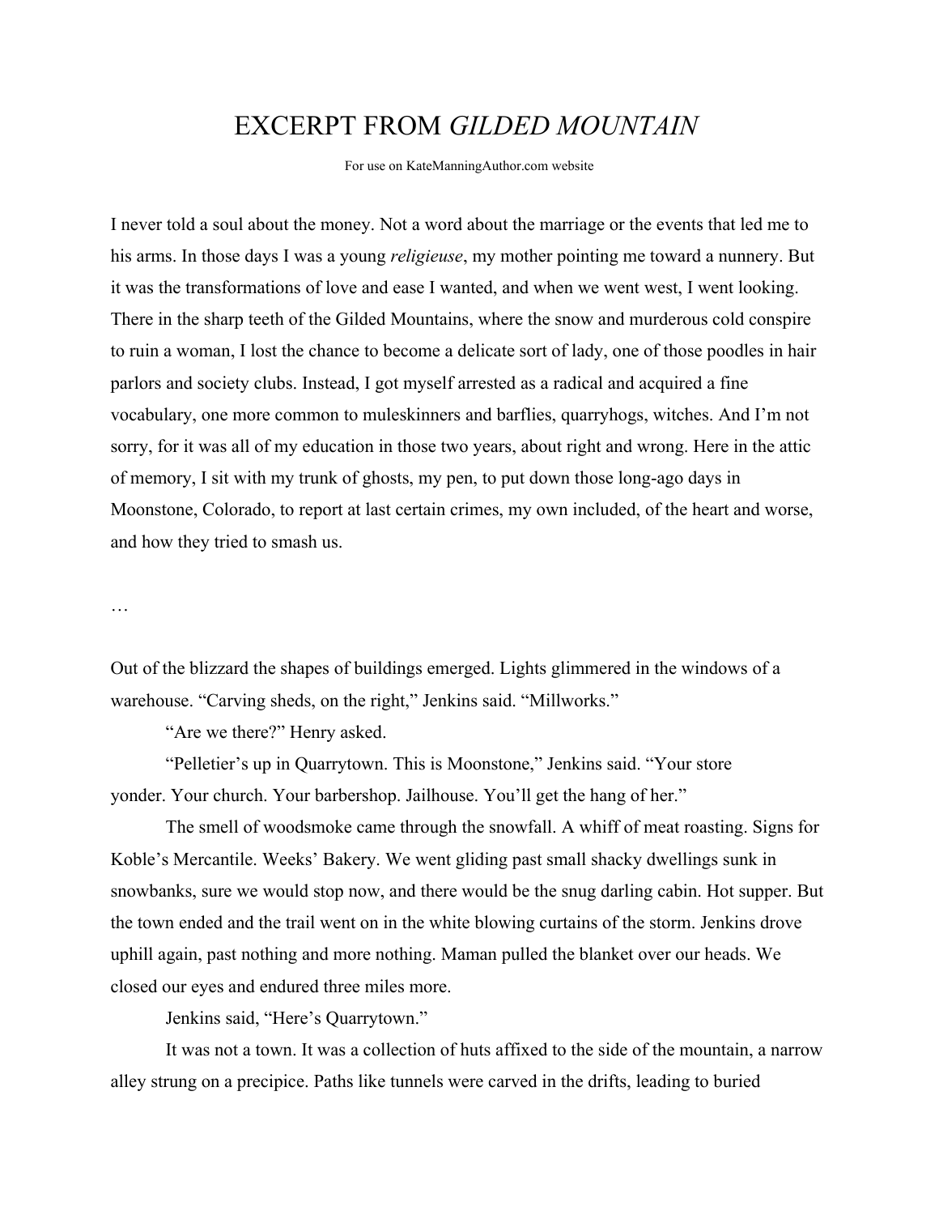# EXCERPT FROM *GILDED MOUNTAIN*

For use on KateManningAuthor.com website

I never told a soul about the money. Not a word about the marriage or the events that led me to his arms. In those days I was a young *religieuse*, my mother pointing me toward a nunnery. But it was the transformations of love and ease I wanted, and when we went west, I went looking. There in the sharp teeth of the Gilded Mountains, where the snow and murderous cold conspire to ruin a woman, I lost the chance to become a delicate sort of lady, one of those poodles in hair parlors and society clubs. Instead, I got myself arrested as a radical and acquired a fine vocabulary, one more common to muleskinners and barflies, quarryhogs, witches. And I'm not sorry, for it was all of my education in those two years, about right and wrong. Here in the attic of memory, I sit with my trunk of ghosts, my pen, to put down those long-ago days in Moonstone, Colorado, to report at last certain crimes, my own included, of the heart and worse, and how they tried to smash us.

…

Out of the blizzard the shapes of buildings emerged. Lights glimmered in the windows of a warehouse. "Carving sheds, on the right," Jenkins said. "Millworks."

"Are we there?" Henry asked.

"Pelletier's up in Quarrytown. This is Moonstone," Jenkins said. "Your store yonder. Your church. Your barbershop. Jailhouse. You'll get the hang of her."

The smell of woodsmoke came through the snowfall. A whiff of meat roasting. Signs for Koble's Mercantile. Weeks' Bakery. We went gliding past small shacky dwellings sunk in snowbanks, sure we would stop now, and there would be the snug darling cabin. Hot supper. But the town ended and the trail went on in the white blowing curtains of the storm. Jenkins drove uphill again, past nothing and more nothing. Maman pulled the blanket over our heads. We closed our eyes and endured three miles more.

Jenkins said, "Here's Quarrytown."

It was not a town. It was a collection of huts affixed to the side of the mountain, a narrow alley strung on a precipice. Paths like tunnels were carved in the drifts, leading to buried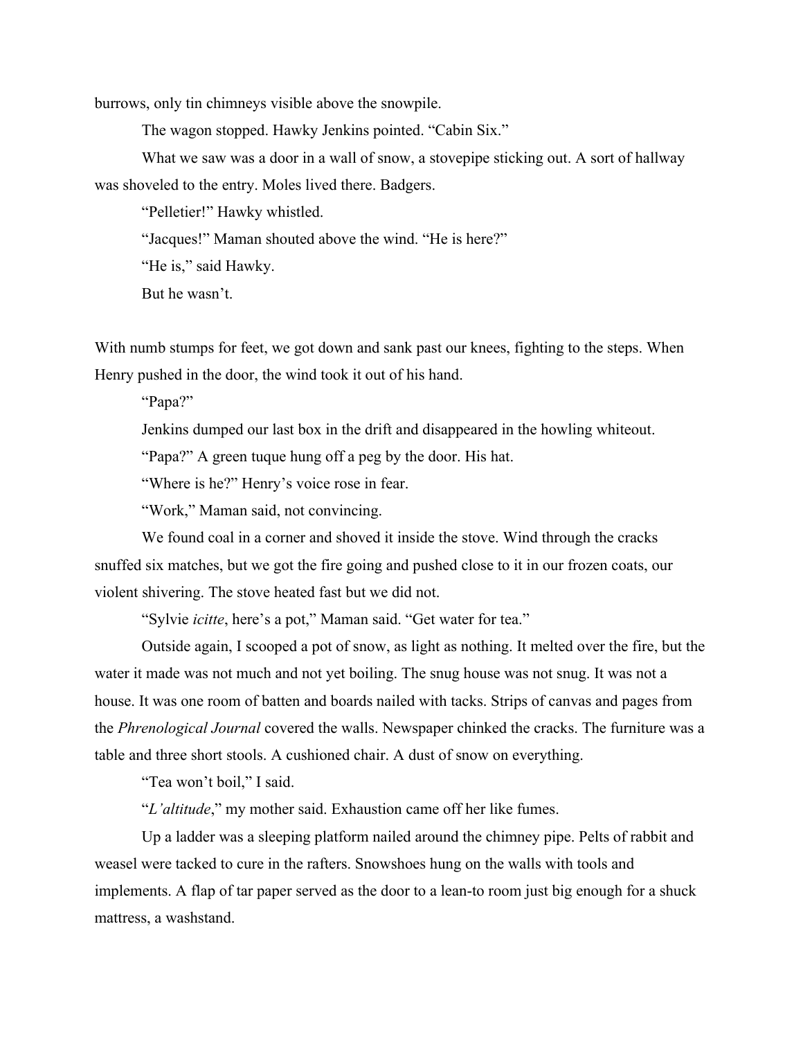burrows, only tin chimneys visible above the snowpile.

The wagon stopped. Hawky Jenkins pointed. "Cabin Six."

What we saw was a door in a wall of snow, a stovepipe sticking out. A sort of hallway was shoveled to the entry. Moles lived there. Badgers.

"Pelletier!" Hawky whistled.

"Jacques!" Maman shouted above the wind. "He is here?"

"He is," said Hawky.

But he wasn't.

With numb stumps for feet, we got down and sank past our knees, fighting to the steps. When Henry pushed in the door, the wind took it out of his hand.

"Papa?"

Jenkins dumped our last box in the drift and disappeared in the howling whiteout.

"Papa?" A green tuque hung off a peg by the door. His hat.

"Where is he?" Henry's voice rose in fear.

"Work," Maman said, not convincing.

We found coal in a corner and shoved it inside the stove. Wind through the cracks snuffed six matches, but we got the fire going and pushed close to it in our frozen coats, our violent shivering. The stove heated fast but we did not.

"Sylvie *icitte*, here's a pot," Maman said. "Get water for tea."

Outside again, I scooped a pot of snow, as light as nothing. It melted over the fire, but the water it made was not much and not yet boiling. The snug house was not snug. It was not a house. It was one room of batten and boards nailed with tacks. Strips of canvas and pages from the *Phrenological Journal* covered the walls. Newspaper chinked the cracks. The furniture was a table and three short stools. A cushioned chair. A dust of snow on everything.

"Tea won't boil," I said.

"*L'altitude*," my mother said. Exhaustion came off her like fumes.

Up a ladder was a sleeping platform nailed around the chimney pipe. Pelts of rabbit and weasel were tacked to cure in the rafters. Snowshoes hung on the walls with tools and implements. A flap of tar paper served as the door to a lean-to room just big enough for a shuck mattress, a washstand.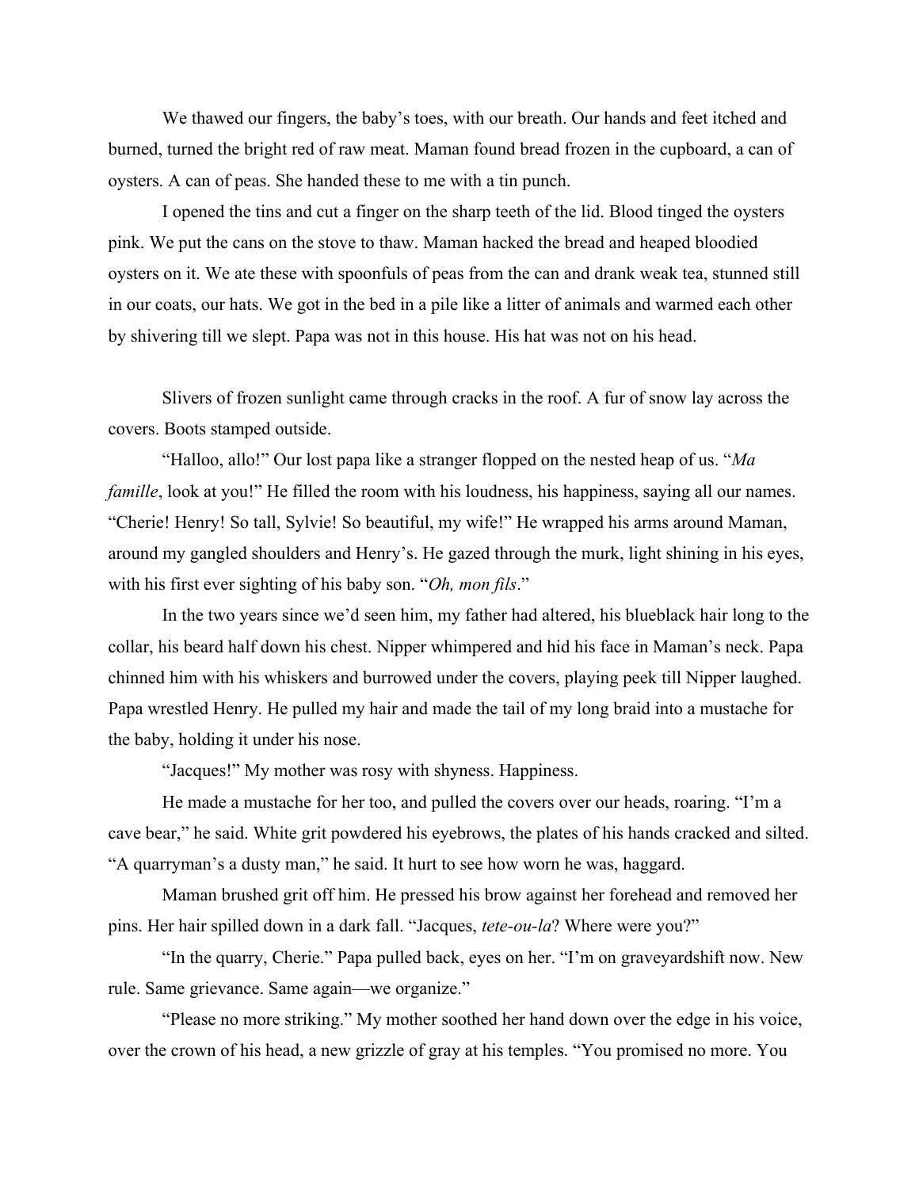We thawed our fingers, the baby's toes, with our breath. Our hands and feet itched and burned, turned the bright red of raw meat. Maman found bread frozen in the cupboard, a can of oysters. A can of peas. She handed these to me with a tin punch.

I opened the tins and cut a finger on the sharp teeth of the lid. Blood tinged the oysters pink. We put the cans on the stove to thaw. Maman hacked the bread and heaped bloodied oysters on it. We ate these with spoonfuls of peas from the can and drank weak tea, stunned still in our coats, our hats. We got in the bed in a pile like a litter of animals and warmed each other by shivering till we slept. Papa was not in this house. His hat was not on his head.

Slivers of frozen sunlight came through cracks in the roof. A fur of snow lay across the covers. Boots stamped outside.

"Halloo, allo!" Our lost papa like a stranger flopped on the nested heap of us. "*Ma famille*, look at you!" He filled the room with his loudness, his happiness, saying all our names. "Cherie! Henry! So tall, Sylvie! So beautiful, my wife!" He wrapped his arms around Maman, around my gangled shoulders and Henry's. He gazed through the murk, light shining in his eyes, with his first ever sighting of his baby son. "*Oh, mon fils*."

In the two years since we'd seen him, my father had altered, his blueblack hair long to the collar, his beard half down his chest. Nipper whimpered and hid his face in Maman's neck. Papa chinned him with his whiskers and burrowed under the covers, playing peek till Nipper laughed. Papa wrestled Henry. He pulled my hair and made the tail of my long braid into a mustache for the baby, holding it under his nose.

"Jacques!" My mother was rosy with shyness. Happiness.

He made a mustache for her too, and pulled the covers over our heads, roaring. "I'm a cave bear," he said. White grit powdered his eyebrows, the plates of his hands cracked and silted. "A quarryman's a dusty man," he said. It hurt to see how worn he was, haggard.

Maman brushed grit off him. He pressed his brow against her forehead and removed her pins. Her hair spilled down in a dark fall. "Jacques, *tete-ou-la*? Where were you?"

"In the quarry, Cherie." Papa pulled back, eyes on her. "I'm on graveyardshift now. New rule. Same grievance. Same again—we organize."

"Please no more striking." My mother soothed her hand down over the edge in his voice, over the crown of his head, a new grizzle of gray at his temples. "You promised no more. You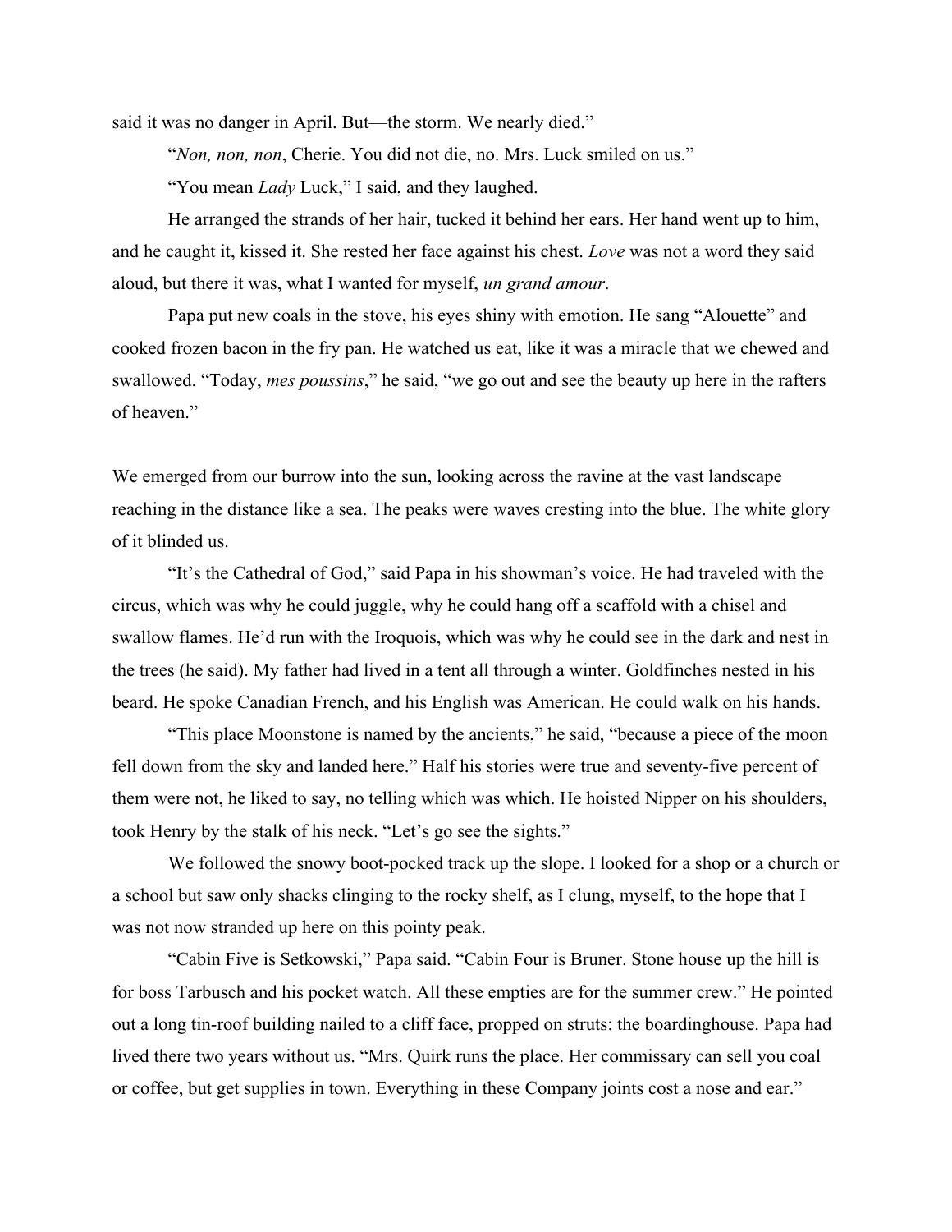said it was no danger in April. But—the storm. We nearly died."

"*Non, non, non*, Cherie. You did not die, no. Mrs. Luck smiled on us."

"You mean *Lady* Luck," I said, and they laughed.

He arranged the strands of her hair, tucked it behind her ears. Her hand went up to him, and he caught it, kissed it. She rested her face against his chest. *Love* was not a word they said aloud, but there it was, what I wanted for myself, *un grand amour*.

Papa put new coals in the stove, his eyes shiny with emotion. He sang "Alouette" and cooked frozen bacon in the fry pan. He watched us eat, like it was a miracle that we chewed and swallowed. "Today, *mes poussins*," he said, "we go out and see the beauty up here in the rafters of heaven."

We emerged from our burrow into the sun, looking across the ravine at the vast landscape reaching in the distance like a sea. The peaks were waves cresting into the blue. The white glory of it blinded us.

"It's the Cathedral of God," said Papa in his showman's voice. He had traveled with the circus, which was why he could juggle, why he could hang off a scaffold with a chisel and swallow flames. He'd run with the Iroquois, which was why he could see in the dark and nest in the trees (he said). My father had lived in a tent all through a winter. Goldfinches nested in his beard. He spoke Canadian French, and his English was American. He could walk on his hands.

"This place Moonstone is named by the ancients," he said, "because a piece of the moon fell down from the sky and landed here." Half his stories were true and seventy-five percent of them were not, he liked to say, no telling which was which. He hoisted Nipper on his shoulders, took Henry by the stalk of his neck. "Let's go see the sights."

We followed the snowy boot-pocked track up the slope. I looked for a shop or a church or a school but saw only shacks clinging to the rocky shelf, as I clung, myself, to the hope that I was not now stranded up here on this pointy peak.

"Cabin Five is Setkowski," Papa said. "Cabin Four is Bruner. Stone house up the hill is for boss Tarbusch and his pocket watch. All these empties are for the summer crew." He pointed out a long tin-roof building nailed to a cliff face, propped on struts: the boardinghouse. Papa had lived there two years without us. "Mrs. Quirk runs the place. Her commissary can sell you coal or coffee, but get supplies in town. Everything in these Company joints cost a nose and ear."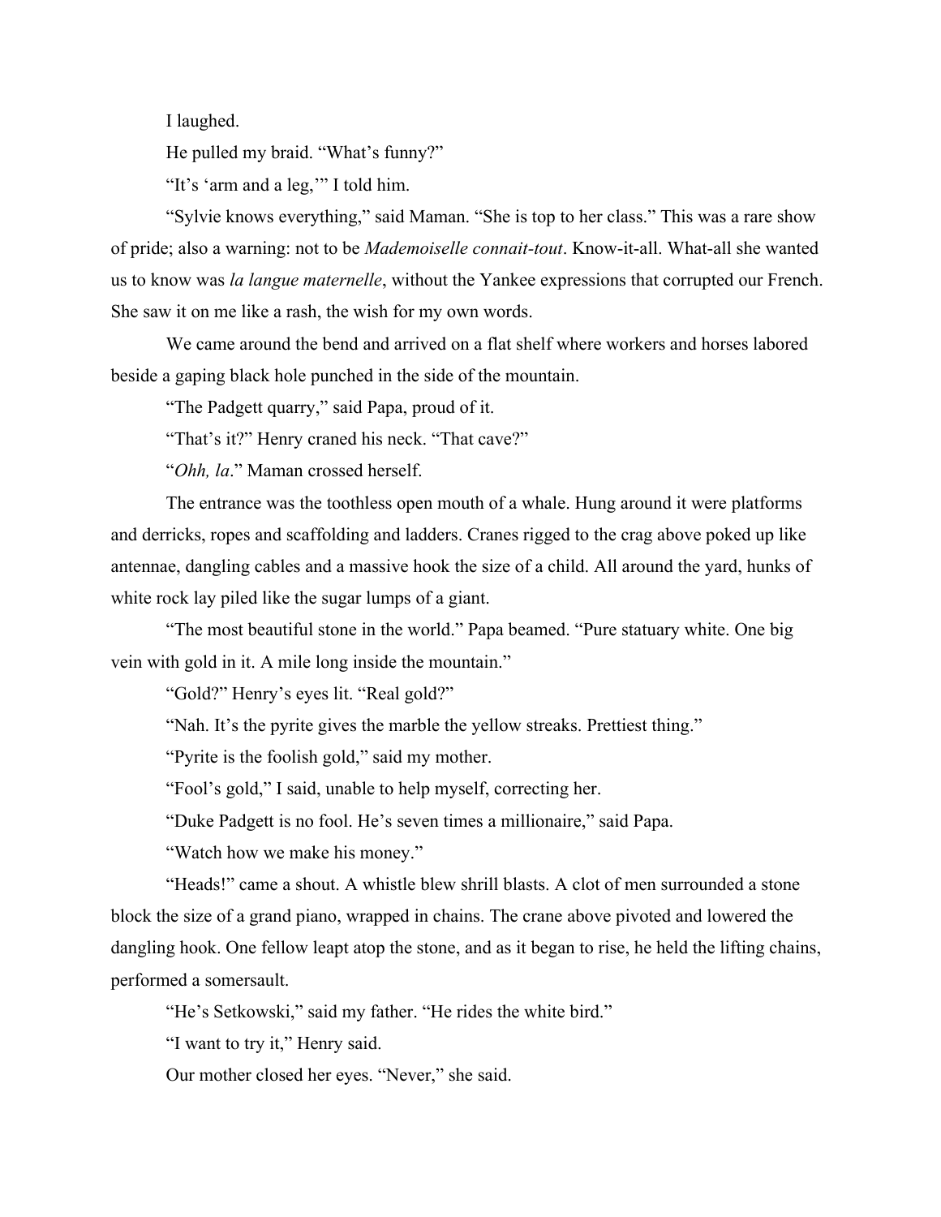I laughed.

He pulled my braid. “What’s funny?”

“It’s ‘arm and a leg,’” I told him.

“Sylvie knows everything,” said Maman. “She is top to her class.” This was a rare show of pride; also a warning: not to be *Mademoiselle connait-tout*. Know-it-all. What-all she wanted us to know was *la langue maternelle*, without the Yankee expressions that corrupted our French. She saw it on me like a rash, the wish for my own words.

We came around the bend and arrived on a flat shelf where workers and horses labored beside a gaping black hole punched in the side of the mountain.

“The Padgett quarry,” said Papa, proud of it.

“That’s it?” Henry craned his neck. “That cave?”

“*Ohh, la*.” Maman crossed herself.

The entrance was the toothless open mouth of a whale. Hung around it were platforms and derricks, ropes and scaffolding and ladders. Cranes rigged to the crag above poked up like antennae, dangling cables and a massive hook the size of a child. All around the yard, hunks of white rock lay piled like the sugar lumps of a giant.

“The most beautiful stone in the world.” Papa beamed. “Pure statuary white. One big vein with gold in it. A mile long inside the mountain.”

“Gold?” Henry’s eyes lit. “Real gold?”

“Nah. It’s the pyrite gives the marble the yellow streaks. Prettiest thing.”

“Pyrite is the foolish gold,” said my mother.

“Fool’s gold,” I said, unable to help myself, correcting her.

“Duke Padgett is no fool. He’s seven times a millionaire,” said Papa.

“Watch how we make his money.”

“Heads!” came a shout. A whistle blew shrill blasts. A clot of men surrounded a stone block the size of a grand piano, wrapped in chains. The crane above pivoted and lowered the dangling hook. One fellow leapt atop the stone, and as it began to rise, he held the lifting chains, performed a somersault.

“He’s Setkowski,” said my father. “He rides the white bird.”

“I want to try it,” Henry said.

Our mother closed her eyes. “Never,” she said.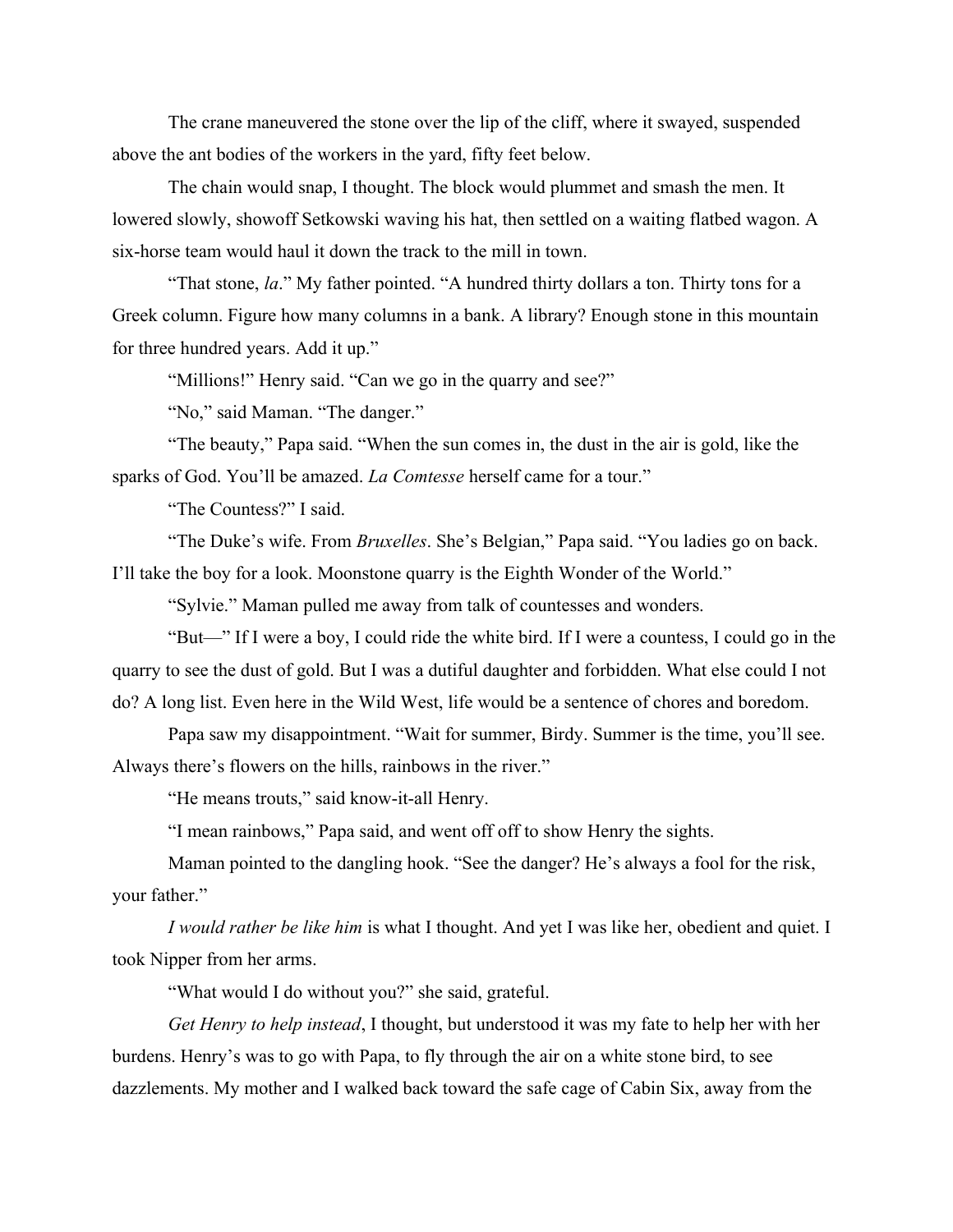The crane maneuvered the stone over the lip of the cliff, where it swayed, suspended above the ant bodies of the workers in the yard, fifty feet below.

The chain would snap, I thought. The block would plummet and smash the men. It lowered slowly, showoff Setkowski waving his hat, then settled on a waiting flatbed wagon. A six-horse team would haul it down the track to the mill in town.

"That stone, *la*." My father pointed. "A hundred thirty dollars a ton. Thirty tons for a Greek column. Figure how many columns in a bank. A library? Enough stone in this mountain for three hundred years. Add it up."

"Millions!" Henry said. "Can we go in the quarry and see?"

"No," said Maman. "The danger."

"The beauty," Papa said. "When the sun comes in, the dust in the air is gold, like the sparks of God. You'll be amazed. *La Comtesse* herself came for a tour."

"The Countess?" I said.

"The Duke's wife. From *Bruxelles*. She's Belgian," Papa said. "You ladies go on back. I'll take the boy for a look. Moonstone quarry is the Eighth Wonder of the World."

"Sylvie." Maman pulled me away from talk of countesses and wonders.

"But—" If I were a boy, I could ride the white bird. If I were a countess, I could go in the quarry to see the dust of gold. But I was a dutiful daughter and forbidden. What else could I not do? A long list. Even here in the Wild West, life would be a sentence of chores and boredom.

Papa saw my disappointment. "Wait for summer, Birdy. Summer is the time, you'll see. Always there's flowers on the hills, rainbows in the river."

"He means trouts," said know-it-all Henry.

"I mean rainbows," Papa said, and went off off to show Henry the sights.

Maman pointed to the dangling hook. "See the danger? He's always a fool for the risk, your father."

*I would rather be like him* is what I thought. And yet I was like her, obedient and quiet. I took Nipper from her arms.

"What would I do without you?" she said, grateful.

*Get Henry to help instead*, I thought, but understood it was my fate to help her with her burdens. Henry's was to go with Papa, to fly through the air on a white stone bird, to see dazzlements. My mother and I walked back toward the safe cage of Cabin Six, away from the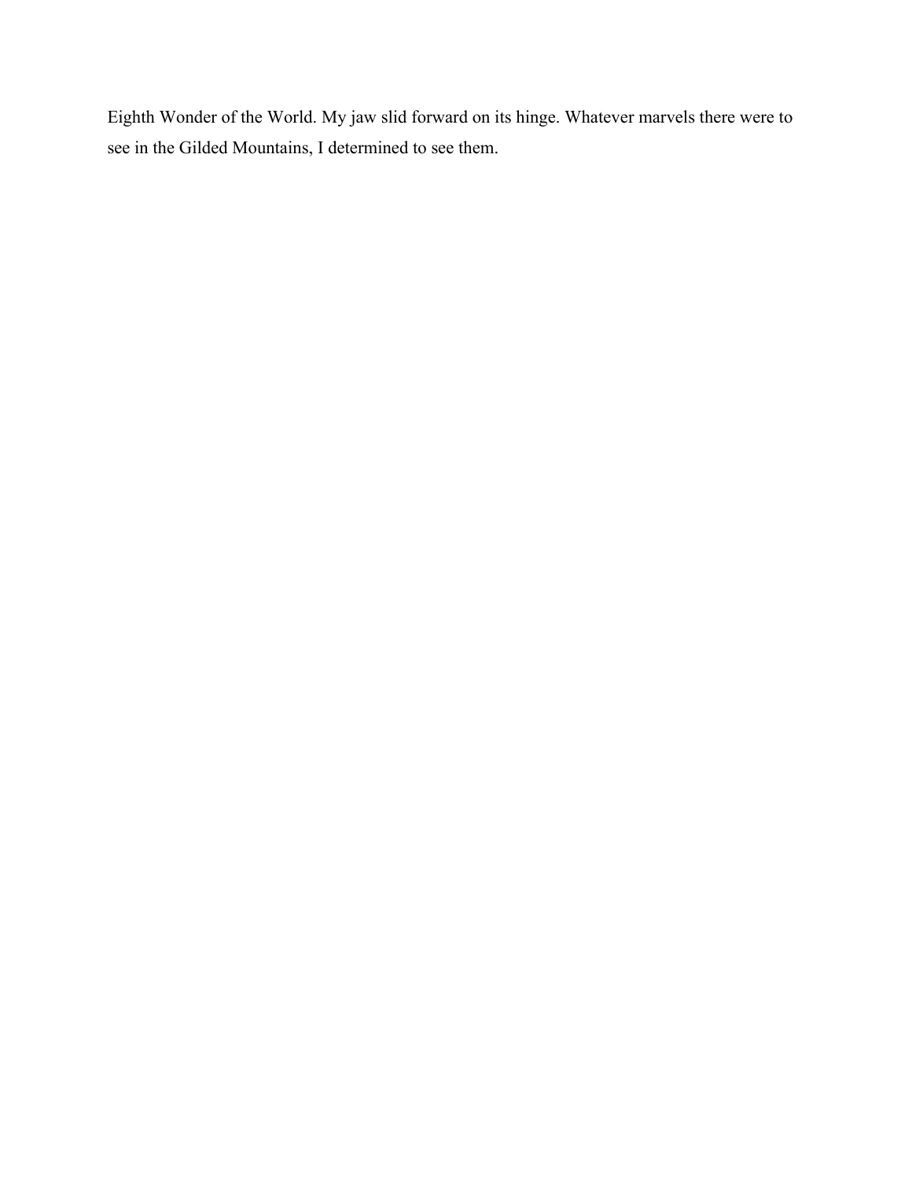Eighth Wonder of the World. My jaw slid forward on its hinge. Whatever marvels there were to see in the Gilded Mountains, I determined to see them.